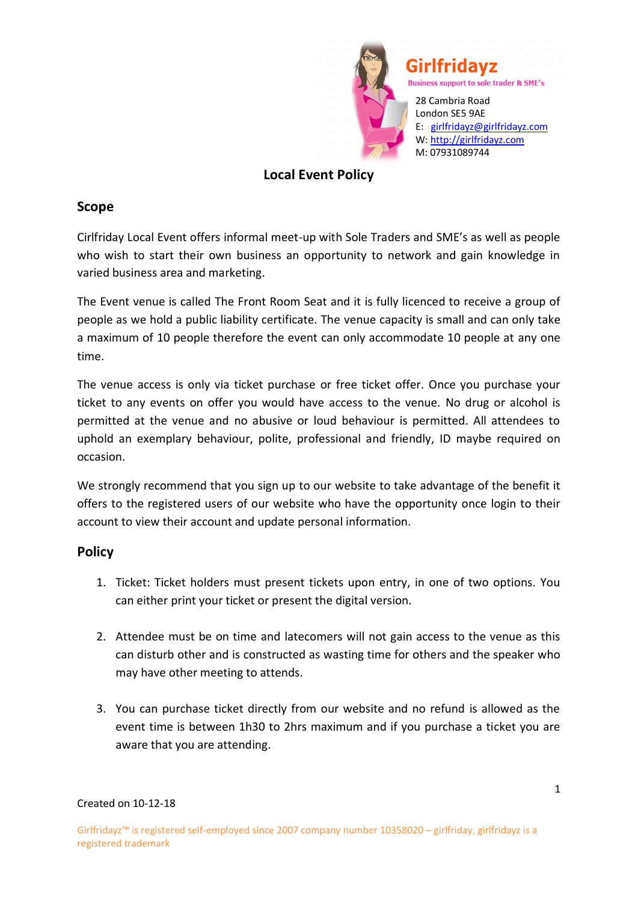Girlfridayz

Business support to sole trader & SME's

28 Cambria Road
London SE5 9AE
E: girlfridayz@girlfridayz.com
W: http://girlfridayz.com
M: 07931089744

# Local Event Policy

## Scope

Cirlfriday Local Event offers informal meet-up with Sole Traders and SME's as well as people who wish to start their own business an opportunity to network and gain knowledge in varied business area and marketing.

The Event venue is called The Front Room Seat and it is fully licenced to receive a group of people as we hold a public liability certificate. The venue capacity is small and can only take a maximum of 10 people therefore the event can only accommodate 10 people at any one time.

The venue access is only via ticket purchase or free ticket offer. Once you purchase your ticket to any events on offer you would have access to the venue. No drug or alcohol is permitted at the venue and no abusive or loud behaviour is permitted. All attendees to uphold an exemplary behaviour, polite, professional and friendly, ID maybe required on occasion.

We strongly recommend that you sign up to our website to take advantage of the benefit it offers to the registered users of our website who have the opportunity once login to their account to view their account and update personal information.

## Policy

1. Ticket: Ticket holders must present tickets upon entry, in one of two options. You can either print your ticket or present the digital version.

2. Attendee must be on time and latecomers will not gain access to the venue as this can disturb other and is constructed as wasting time for others and the speaker who may have other meeting to attends.

3. You can purchase ticket directly from our website and no refund is allowed as the event time is between 1h30 to 2hrs maximum and if you purchase a ticket you are aware that you are attending.

Created on 10-12-18

Girlfridayz™ is registered self-employed since 2007 company number 10358020 – girlfriday, girlfridayz is a registered trademark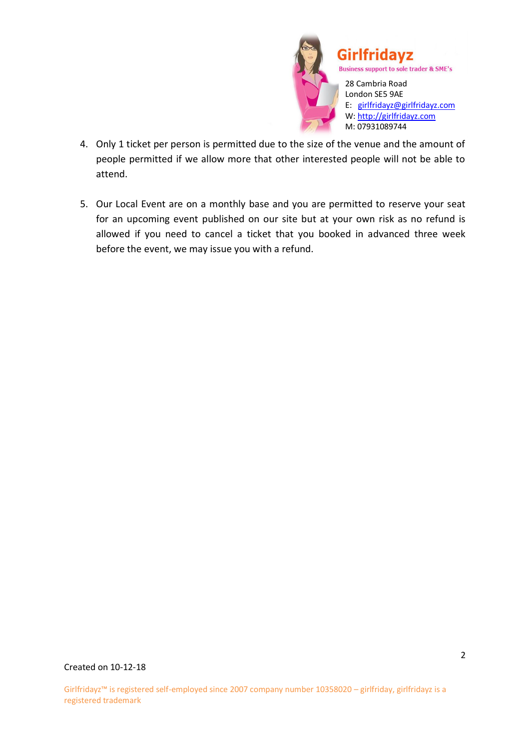4. Only 1 ticket per person is permitted due to the size of the venue and the amount of people permitted if we allow more that other interested people will not be able to attend.

5. Our Local Event are on a monthly base and you are permitted to reserve your seat for an upcoming event published on our site but at your own risk as no refund is allowed if you need to cancel a ticket that you booked in advanced three week before the event, we may issue you with a refund.

Created on 10-12-18